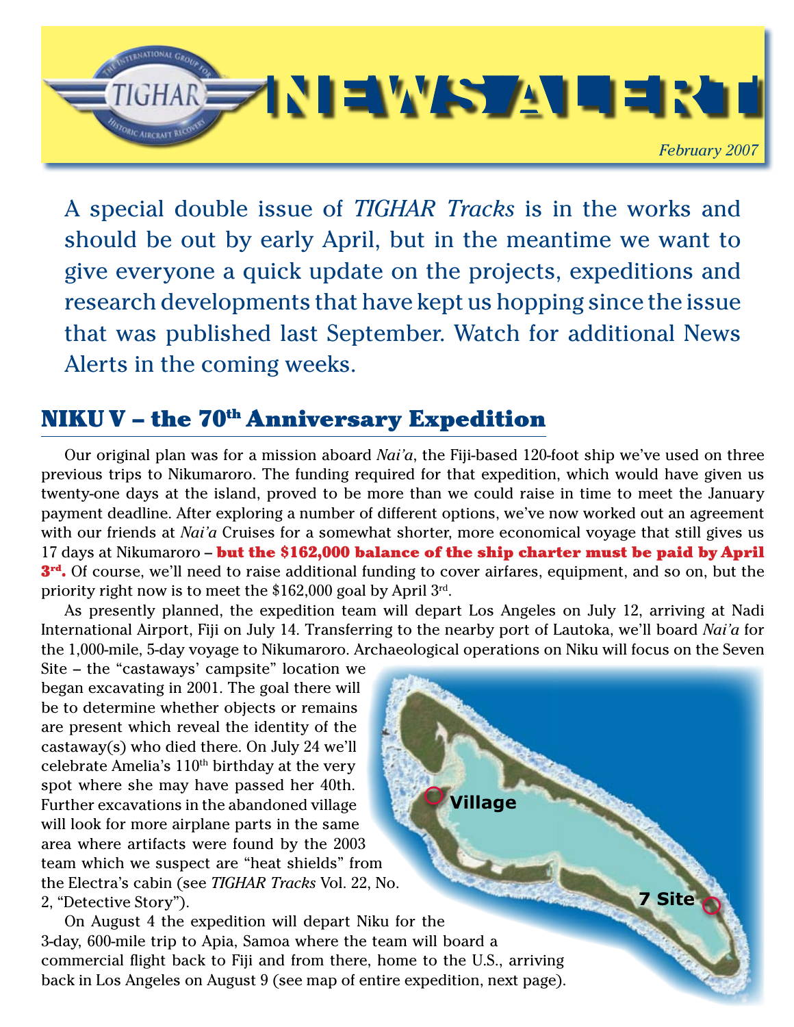# NEWS ALERT

*February 2007*

A special double issue of *TIGHAR Tracks* is in the works and should be out by early April, but in the meantime we want to give everyone a quick update on the projects, expeditions and research developments that have kept us hopping since the issue that was published last September. Watch for additional News Alerts in the coming weeks.

## NIKU V – the 70th Anniversary Expedition

Our original plan was for a mission aboard *Nai'a*, the Fiji-based 120-foot ship we've used on three previous trips to Nikumaroro. The funding required for that expedition, which would have given us twenty-one days at the island, proved to be more than we could raise in time to meet the January payment deadline. After exploring a number of different options, we've now worked out an agreement with our friends at *Nai'a* Cruises for a somewhat shorter, more economical voyage that still gives us 17 days at Nikumaroro – **but the $162,000 balance of the ship charter must be paid by April 3rd.** Of course, we'll need to raise additional funding to cover airfares, equipment, and so on, but the priority right now is to meet the $162,000 goal by April 3rd.

As presently planned, the expedition team will depart Los Angeles on July 12, arriving at Nadi International Airport, Fiji on July 14. Transferring to the nearby port of Lautoka, we'll board *Nai'a* for the 1,000-mile, 5-day voyage to Nikumaroro. Archaeological operations on Niku will focus on the Seven Site – the "castaways' campsite" location we began excavating in 2001. The goal there will be to determine whether objects or remains are present which reveal the identity of the castaway(s) who died there. On July 24 we'll celebrate Amelia's 110th birthday at the very spot where she may have passed her 40th. Further excavations in the abandoned village will look for more airplane parts in the same area where artifacts were found by the 2003 team which we suspect are "heat shields" from the Electra's cabin (see *TIGHAR Tracks* Vol. 22, No. 2, "Detective Story").

Village

7 Site

On August 4 the expedition will depart Niku for the 3-day, 600-mile trip to Apia, Samoa where the team will board a commercial flight back to Fiji and from there, home to the U.S., arriving back in Los Angeles on August 9 (see map of entire expedition, next page).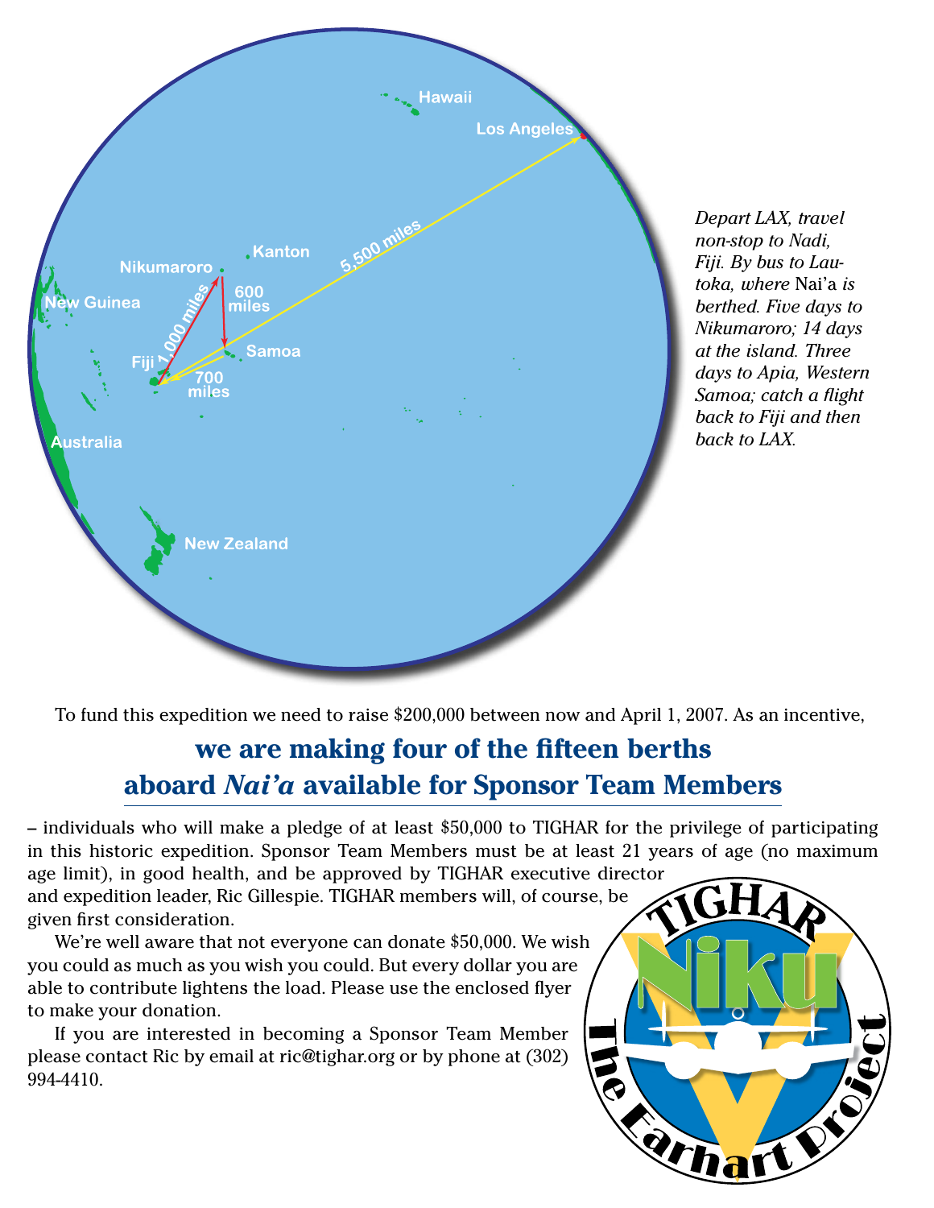*Depart LAX, travel non-stop to Nadi, Fiji. By bus to Lautoka, where* Nai'a *is berthed. Five days to Nikumaroro; 14 days at the island. Three days to Apia, Western Samoa; catch a flight back to Fiji and then back to LAX.*

To fund this expedition we need to raise $200,000 between now and April 1, 2007. As an incentive,

## we are making four of the fifteen berths aboard *Nai'a* available for Sponsor Team Members

– individuals who will make a pledge of at least $50,000 to TIGHAR for the privilege of participating in this historic expedition. Sponsor Team Members must be at least 21 years of age (no maximum age limit), in good health, and be approved by TIGHAR executive director and expedition leader, Ric Gillespie. TIGHAR members will, of course, be given first consideration.

We're well aware that not everyone can donate $50,000. We wish you could as much as you wish you could. But every dollar you are able to contribute lightens the load. Please use the enclosed flyer to make your donation.

If you are interested in becoming a Sponsor Team Member please contact Ric by email at ric@tighar.org or by phone at (302) 994-4410.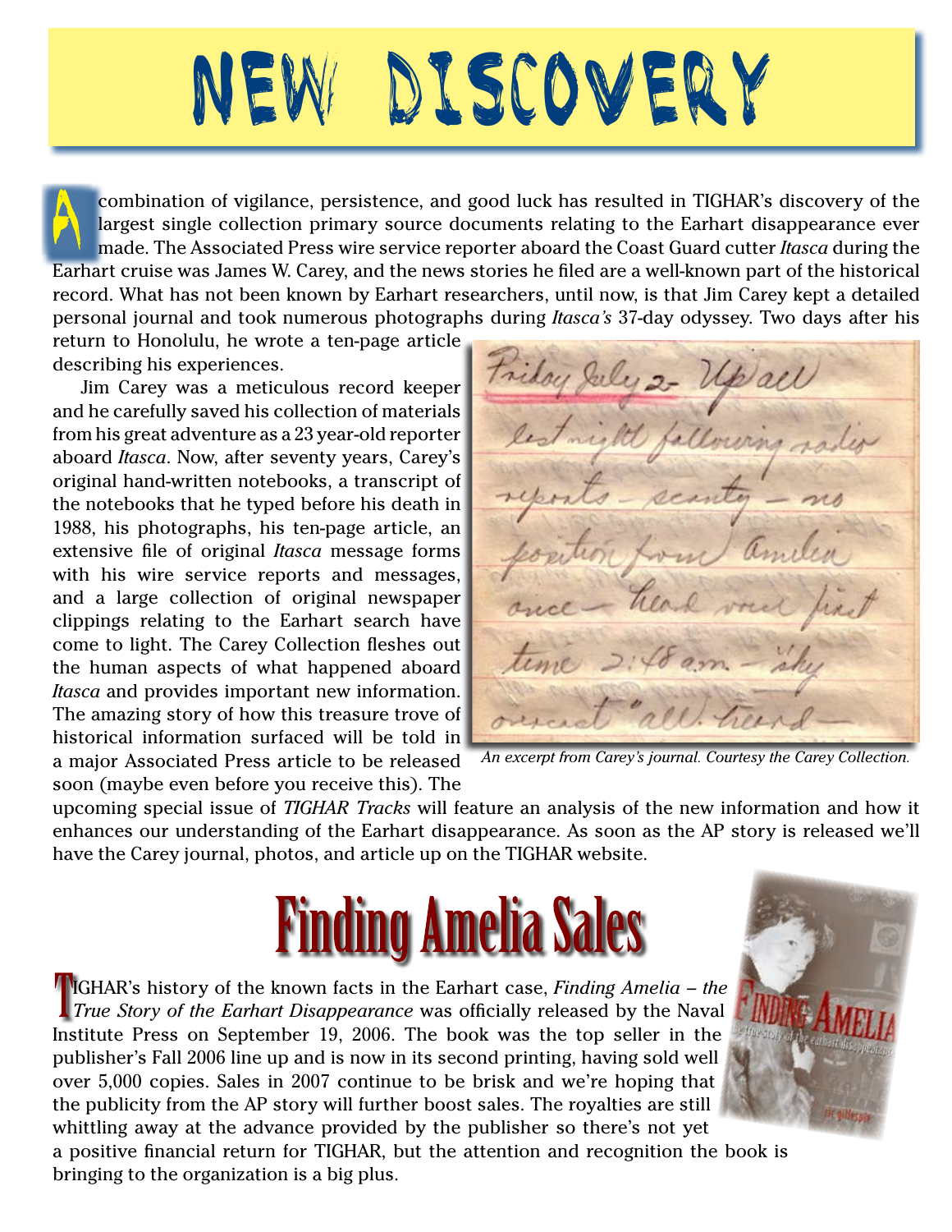# NEW DISCOVERY

A combination of vigilance, persistence, and good luck has resulted in TIGHAR's discovery of the largest single collection primary source documents relating to the Earhart disappearance ever made. The Associated Press wire service reporter aboard the Coast Guard cutter *Itasca* during the Earhart cruise was James W. Carey, and the news stories he filed are a well-known part of the historical record. What has not been known by Earhart researchers, until now, is that Jim Carey kept a detailed personal journal and took numerous photographs during *Itasca's* 37-day odyssey. Two days after his return to Honolulu, he wrote a ten-page article describing his experiences.

Jim Carey was a meticulous record keeper and he carefully saved his collection of materials from his great adventure as a 23 year-old reporter aboard *Itasca*. Now, after seventy years, Carey's original hand-written notebooks, a transcript of the notebooks that he typed before his death in 1988, his photographs, his ten-page article, an extensive file of original *Itasca* message forms with his wire service reports and messages, and a large collection of original newspaper clippings relating to the Earhart search have come to light. The Carey Collection fleshes out the human aspects of what happened aboard *Itasca* and provides important new information. The amazing story of how this treasure trove of historical information surfaced will be told in a major Associated Press article to be released soon (maybe even before you receive this). The upcoming special issue of *TIGHAR Tracks* will feature an analysis of the new information and how it enhances our understanding of the Earhart disappearance. As soon as the AP story is released we'll have the Carey journal, photos, and article up on the TIGHAR website.

Friday July 2 – Up all last night following radio reports – scanty – no position from Amelia once – heard voice first time 2:48 a.m. – sky overcast "all. heard –

*An excerpt from Carey's journal. Courtesy the Carey Collection.*

# Finding Amelia Sales

TIGHAR's history of the known facts in the Earhart case, *Finding Amelia – the True Story of the Earhart Disappearance* was officially released by the Naval Institute Press on September 19, 2006. The book was the top seller in the publisher's Fall 2006 line up and is now in its second printing, having sold well over 5,000 copies. Sales in 2007 continue to be brisk and we're hoping that the publicity from the AP story will further boost sales. The royalties are still whittling away at the advance provided by the publisher so there's not yet a positive financial return for TIGHAR, but the attention and recognition the book is bringing to the organization is a big plus.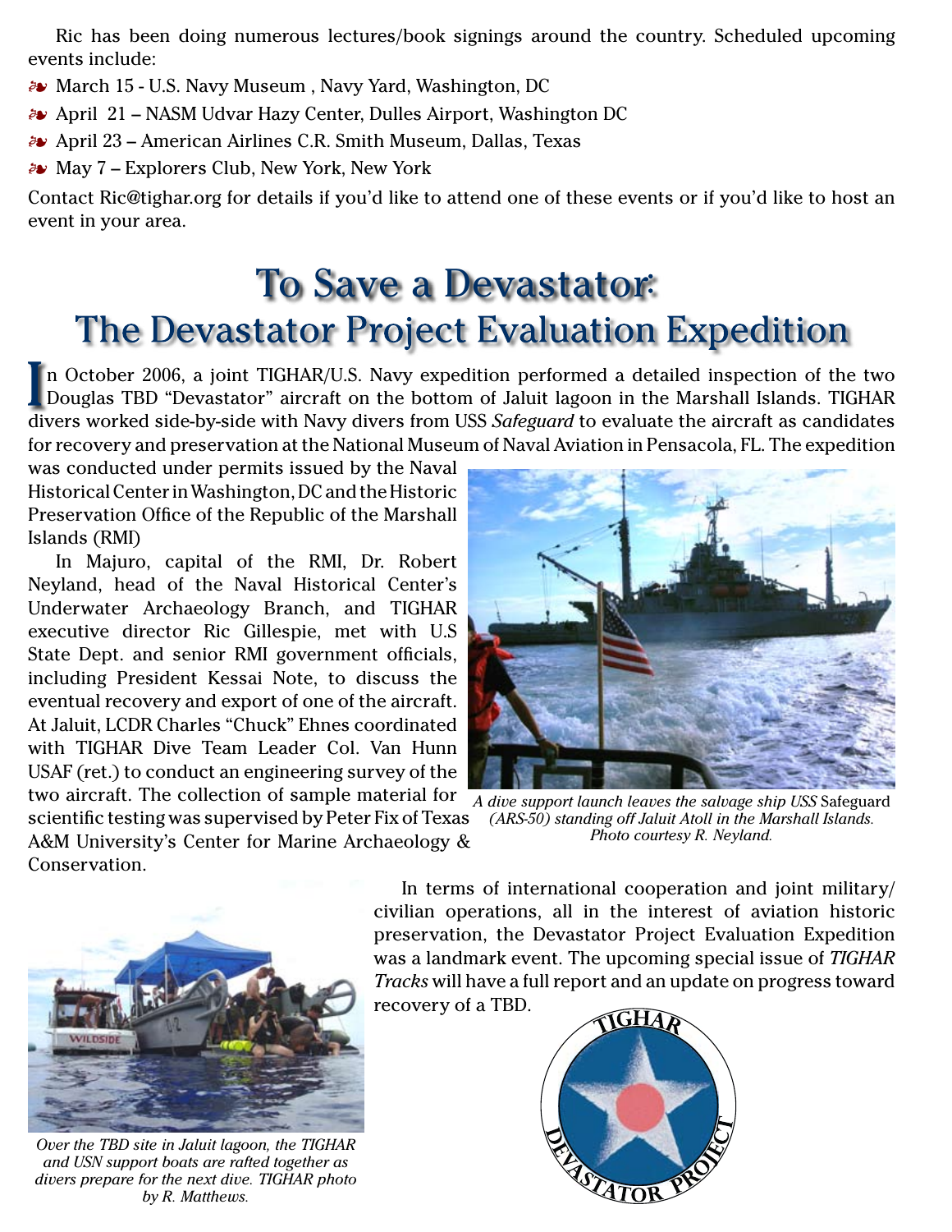Ric has been doing numerous lectures/book signings around the country. Scheduled upcoming events include:

- March 15 - U.S. Navy Museum , Navy Yard, Washington, DC
- April 21 – NASM Udvar Hazy Center, Dulles Airport, Washington DC
- April 23 – American Airlines C.R. Smith Museum, Dallas, Texas
- May 7 – Explorers Club, New York, New York

Contact Ric@tighar.org for details if you'd like to attend one of these events or if you'd like to host an event in your area.

# To Save a Devastator: The Devastator Project Evaluation Expedition

In October 2006, a joint TIGHAR/U.S. Navy expedition performed a detailed inspection of the two Douglas TBD "Devastator" aircraft on the bottom of Jaluit lagoon in the Marshall Islands. TIGHAR divers worked side-by-side with Navy divers from USS *Safeguard* to evaluate the aircraft as candidates for recovery and preservation at the National Museum of Naval Aviation in Pensacola, FL. The expedition was conducted under permits issued by the Naval Historical Center in Washington, DC and the Historic Preservation Office of the Republic of the Marshall Islands (RMI)

In Majuro, capital of the RMI, Dr. Robert Neyland, head of the Naval Historical Center's Underwater Archaeology Branch, and TIGHAR executive director Ric Gillespie, met with U.S State Dept. and senior RMI government officials, including President Kessai Note, to discuss the eventual recovery and export of one of the aircraft. At Jaluit, LCDR Charles "Chuck" Ehnes coordinated with TIGHAR Dive Team Leader Col. Van Hunn USAF (ret.) to conduct an engineering survey of the two aircraft. The collection of sample material for scientific testing was supervised by Peter Fix of Texas A&M University's Center for Marine Archaeology & Conservation.

*A dive support launch leaves the salvage ship USS* Safeguard *(ARS-50) standing off Jaluit Atoll in the Marshall Islands. Photo courtesy R. Neyland.*

In terms of international cooperation and joint military/civilian operations, all in the interest of aviation historic preservation, the Devastator Project Evaluation Expedition was a landmark event. The upcoming special issue of *TIGHAR Tracks* will have a full report and an update on progress toward recovery of a TBD.

*Over the TBD site in Jaluit lagoon, the TIGHAR and USN support boats are rafted together as divers prepare for the next dive. TIGHAR photo by R. Matthews.*

TIGHAR DEVASTATOR PROJECT